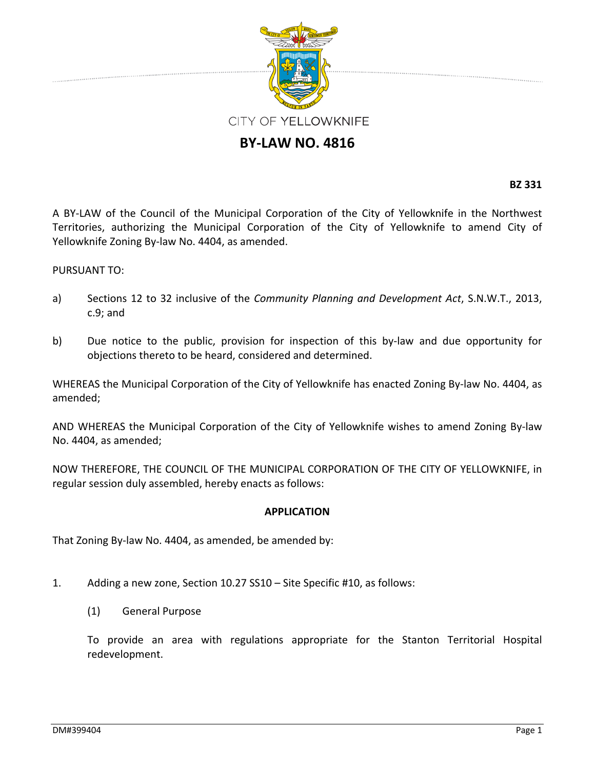CITY OF YELLOWKNIFE

# BY-LAW NO. 4816

**BZ 331**

A BY-LAW of the Council of the Municipal Corporation of the City of Yellowknife in the Northwest Territories, authorizing the Municipal Corporation of the City of Yellowknife to amend City of Yellowknife Zoning By-law No. 4404, as amended.

PURSUANT TO:

a) Sections 12 to 32 inclusive of the *Community Planning and Development Act*, S.N.W.T., 2013, c.9; and

b) Due notice to the public, provision for inspection of this by-law and due opportunity for objections thereto to be heard, considered and determined.

WHEREAS the Municipal Corporation of the City of Yellowknife has enacted Zoning By-law No. 4404, as amended;

AND WHEREAS the Municipal Corporation of the City of Yellowknife wishes to amend Zoning By-law No. 4404, as amended;

NOW THEREFORE, THE COUNCIL OF THE MUNICIPAL CORPORATION OF THE CITY OF YELLOWKNIFE, in regular session duly assembled, hereby enacts as follows:

## APPLICATION

That Zoning By-law No. 4404, as amended, be amended by:

1. Adding a new zone, Section 10.27 SS10 – Site Specific #10, as follows:

   (1) General Purpose

   To provide an area with regulations appropriate for the Stanton Territorial Hospital redevelopment.

DM#399404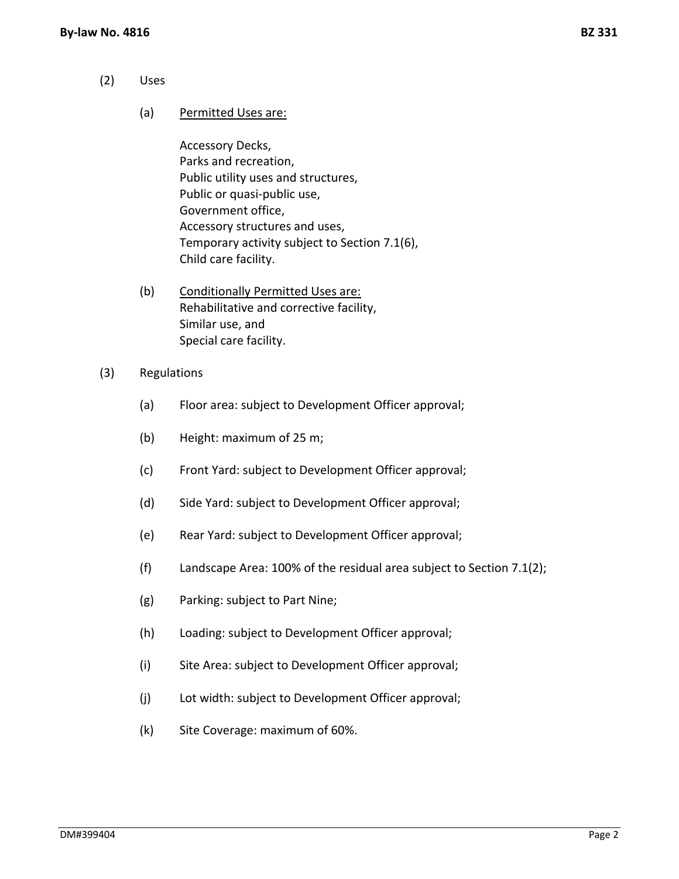(2) Uses

(a) <u>Permitted Uses are:</u>

Accessory Decks,
Parks and recreation,
Public utility uses and structures,
Public or quasi-public use,
Government office,
Accessory structures and uses,
Temporary activity subject to Section 7.1(6),
Child care facility.

(b) <u>Conditionally Permitted Uses are:</u>
Rehabilitative and corrective facility,
Similar use, and
Special care facility.

(3) Regulations

(a) Floor area: subject to Development Officer approval;

(b) Height: maximum of 25 m;

(c) Front Yard: subject to Development Officer approval;

(d) Side Yard: subject to Development Officer approval;

(e) Rear Yard: subject to Development Officer approval;

(f) Landscape Area: 100% of the residual area subject to Section 7.1(2);

(g) Parking: subject to Part Nine;

(h) Loading: subject to Development Officer approval;

(i) Site Area: subject to Development Officer approval;

(j) Lot width: subject to Development Officer approval;

(k) Site Coverage: maximum of 60%.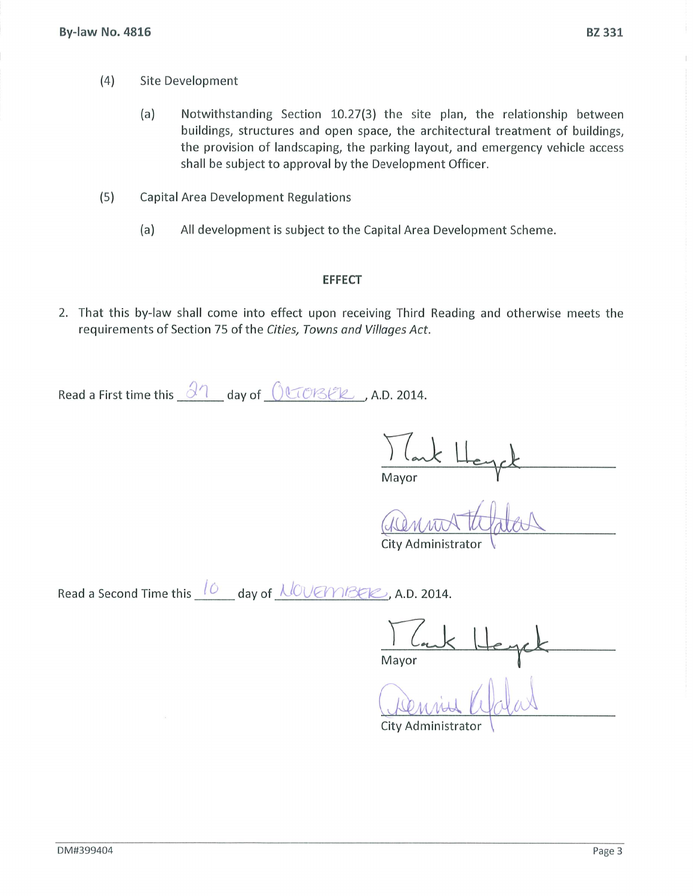(4) Site Development

(a) Notwithstanding Section 10.27(3) the site plan, the relationship between buildings, structures and open space, the architectural treatment of buildings, the provision of landscaping, the parking layout, and emergency vehicle access shall be subject to approval by the Development Officer.

(5) Capital Area Development Regulations

(a) All development is subject to the Capital Area Development Scheme.

### EFFECT

2. That this by-law shall come into effect upon receiving Third Reading and otherwise meets the requirements of Section 75 of the *Cities, Towns and Villages Act*.

Read a First time this 27 day of OCTOBER, A.D. 2014.

Mayor

City Administrator

Read a Second Time this 10 day of NOVEMBER, A.D. 2014.

Mayor

City Administrator

DM#399404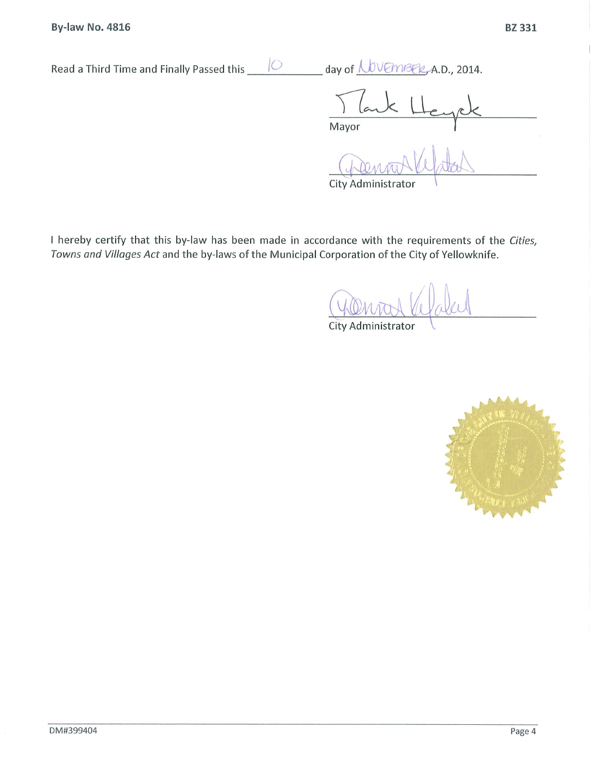Read a Third Time and Finally Passed this 10 day of November, A.D., 2014.

Mark Heyck
Mayor

City Administrator

I hereby certify that this by-law has been made in accordance with the requirements of the *Cities, Towns and Villages Act* and the by-laws of the Municipal Corporation of the City of Yellowknife.

City Administrator

DM#399404